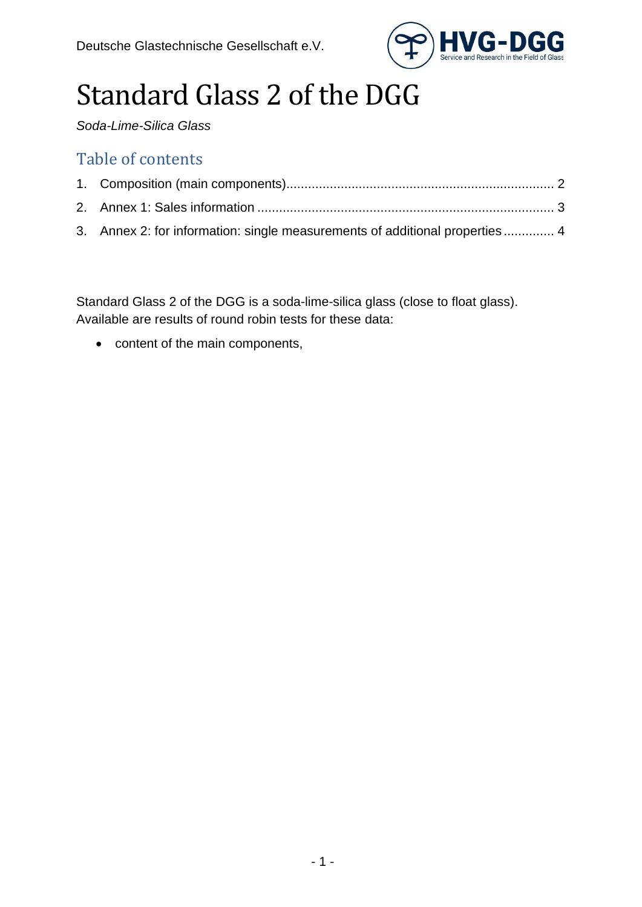Deutsche Glastechnische Gesellschaft e.V.

# Standard Glass 2 of the DGG

*Soda-Lime-Silica Glass*

## Table of contents

1. Composition (main components)........................................................................ 2
2. Annex 1: Sales information ................................................................................ 3
3. Annex 2: for information: single measurements of additional properties ............. 4

Standard Glass 2 of the DGG is a soda-lime-silica glass (close to float glass). Available are results of round robin tests for these data:

- content of the main components,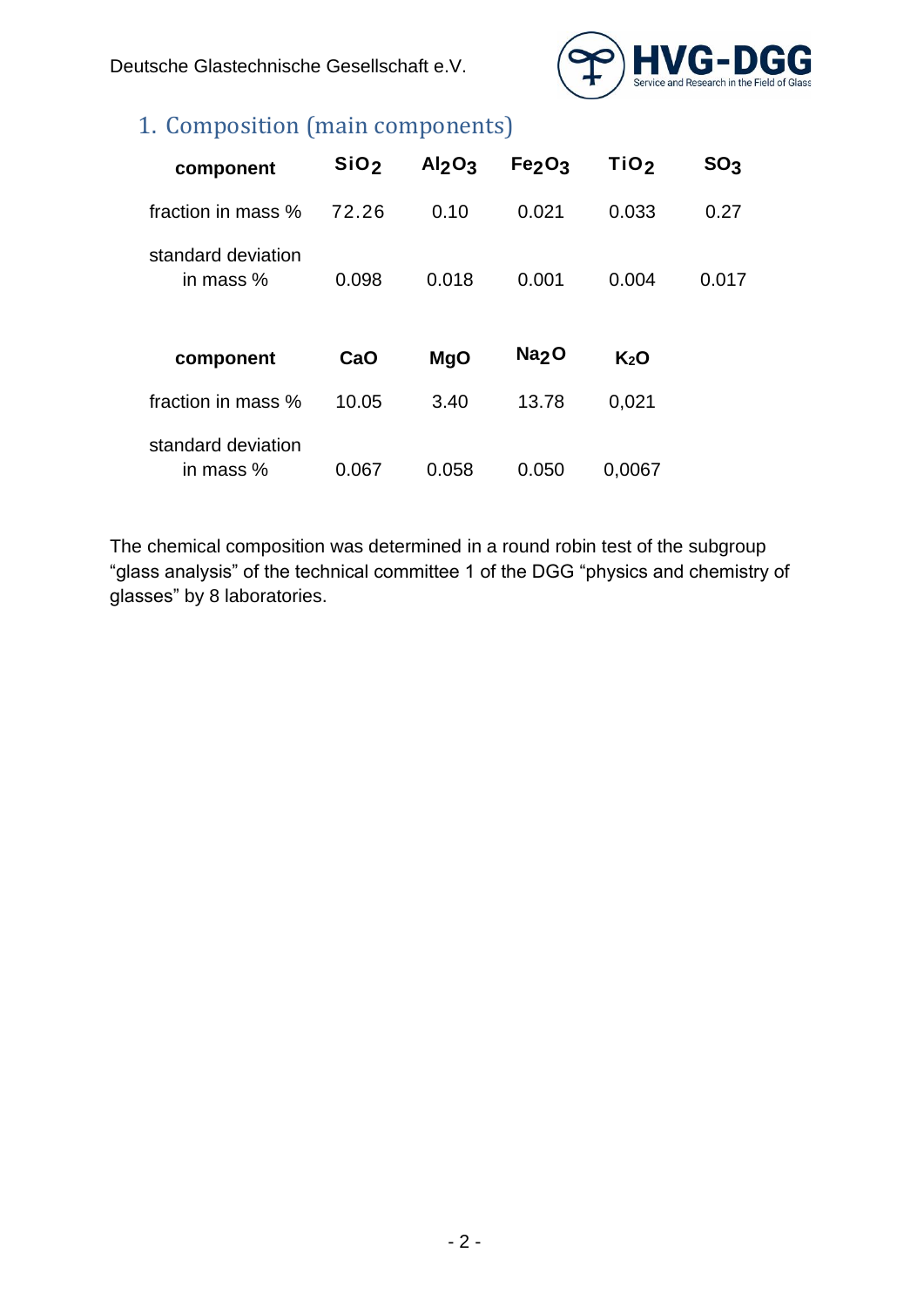## 1. Composition (main components)

| component | $SiO_2$ | $Al_2O_3$ | $Fe_2O_3$ | $TiO_2$ | $SO_3$ |
|---|---|---|---|---|---|
| fraction in mass % | 72.26 | 0.10 | 0.021 | 0.033 | 0.27 |
| standard deviation in mass % | 0.098 | 0.018 | 0.001 | 0.004 | 0.017 |

| component | CaO | MgO | $Na_2O$ | $K_2O$ |
|---|---|---|---|---|
| fraction in mass % | 10.05 | 3.40 | 13.78 | 0,021 |
| standard deviation in mass % | 0.067 | 0.058 | 0.050 | 0,0067 |

The chemical composition was determined in a round robin test of the subgroup "glass analysis" of the technical committee 1 of the DGG "physics and chemistry of glasses" by 8 laboratories.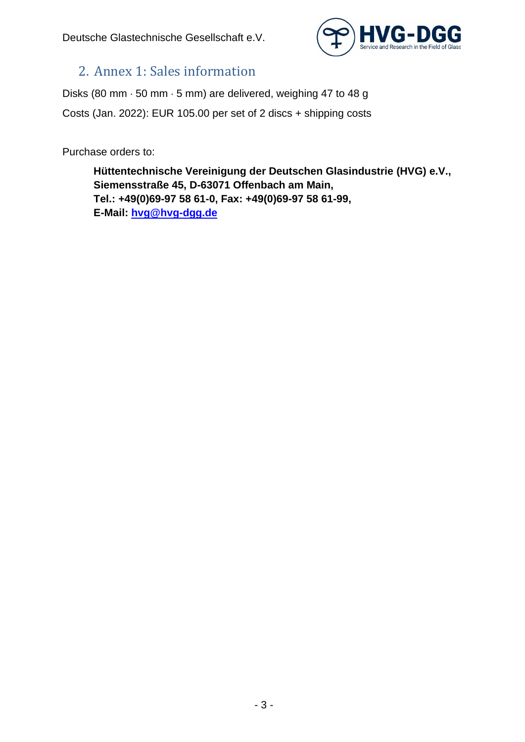## 2. Annex 1: Sales information

Disks (80 mm · 50 mm · 5 mm) are delivered, weighing 47 to 48 g

Costs (Jan. 2022): EUR 105.00 per set of 2 discs + shipping costs

Purchase orders to:

> **Hüttentechnische Vereinigung der Deutschen Glasindustrie (HVG) e.V.,**
> **Siemensstraße 45, D-63071 Offenbach am Main,**
> **Tel.: +49(0)69-97 58 61-0, Fax: +49(0)69-97 58 61-99,**
> **E-Mail: hvg@hvg-dgg.de**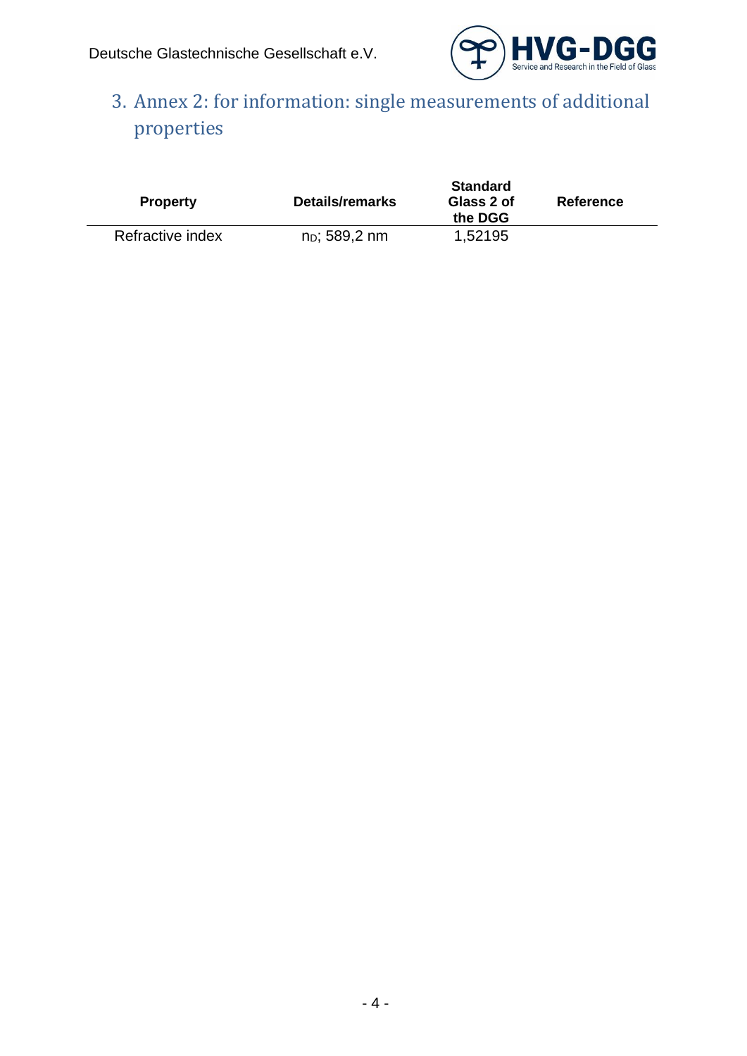# 3. Annex 2: for information: single measurements of additional properties

| Property | Details/remarks | Standard Glass 2 of the DGG | Reference |
|---|---|---|---|
| Refractive index | $n_D$; 589,2 nm | 1,52195 | |